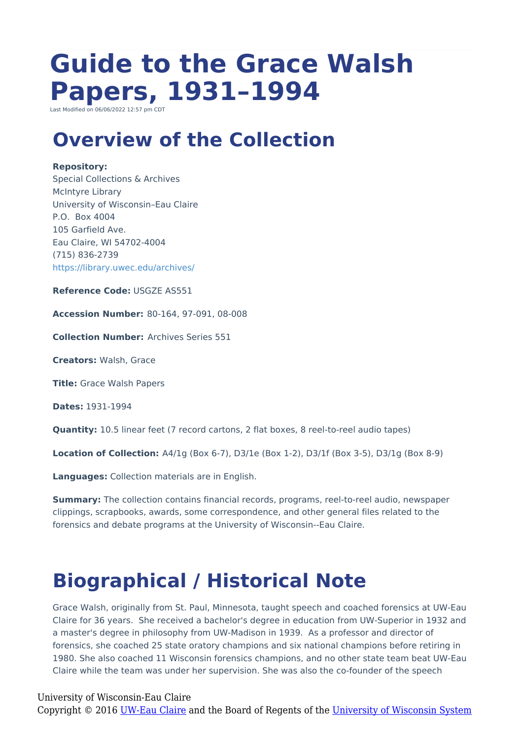# Guide to the Grace Walsh Papers, 1931–1994

Last Modified on 06/06/2022 12:57 pm CDT

## Overview of the Collection

**Repository:**
Special Collections & Archives
McIntyre Library
University of Wisconsin–Eau Claire
P.O. Box 4004
105 Garfield Ave.
Eau Claire, WI 54702-4004
(715) 836-2739
https://library.uwec.edu/archives/

**Reference Code:** USGZE AS551

**Accession Number:** 80-164, 97-091, 08-008

**Collection Number:** Archives Series 551

**Creators:** Walsh, Grace

**Title:** Grace Walsh Papers

**Dates:** 1931-1994

**Quantity:** 10.5 linear feet (7 record cartons, 2 flat boxes, 8 reel-to-reel audio tapes)

**Location of Collection:** A4/1g (Box 6-7), D3/1e (Box 1-2), D3/1f (Box 3-5), D3/1g (Box 8-9)

**Languages:** Collection materials are in English.

**Summary:** The collection contains financial records, programs, reel-to-reel audio, newspaper clippings, scrapbooks, awards, some correspondence, and other general files related to the forensics and debate programs at the University of Wisconsin--Eau Claire.

## Biographical / Historical Note

Grace Walsh, originally from St. Paul, Minnesota, taught speech and coached forensics at UW-Eau Claire for 36 years. She received a bachelor's degree in education from UW-Superior in 1932 and a master's degree in philosophy from UW-Madison in 1939. As a professor and director of forensics, she coached 25 state oratory champions and six national champions before retiring in 1980. She also coached 11 Wisconsin forensics champions, and no other state team beat UW-Eau Claire while the team was under her supervision. She was also the co-founder of the speech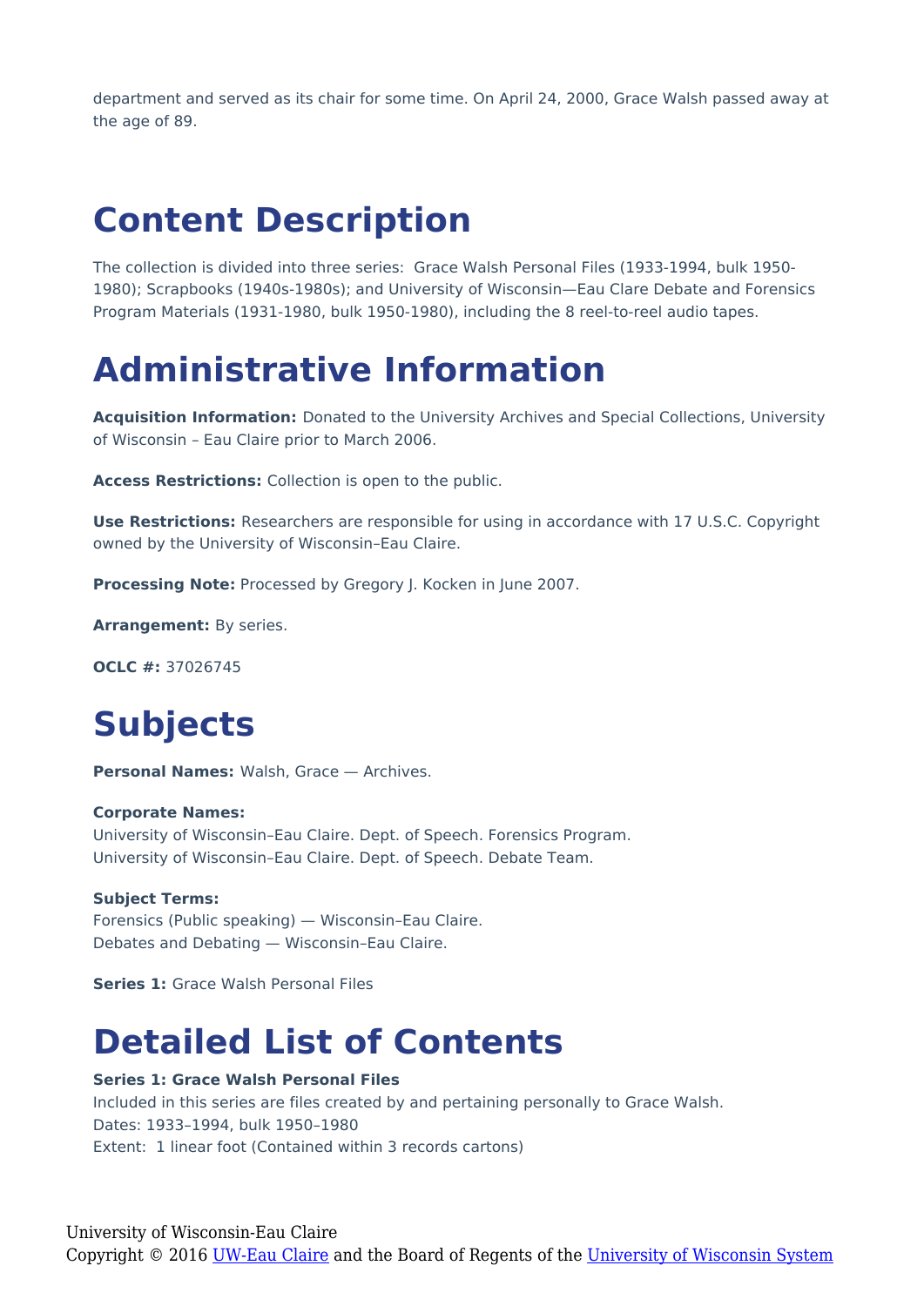department and served as its chair for some time. On April 24, 2000, Grace Walsh passed away at the age of 89.

# Content Description

The collection is divided into three series: Grace Walsh Personal Files (1933-1994, bulk 1950-1980); Scrapbooks (1940s-1980s); and University of Wisconsin—Eau Clare Debate and Forensics Program Materials (1931-1980, bulk 1950-1980), including the 8 reel-to-reel audio tapes.

# Administrative Information

**Acquisition Information:** Donated to the University Archives and Special Collections, University of Wisconsin – Eau Claire prior to March 2006.

**Access Restrictions:** Collection is open to the public.

**Use Restrictions:** Researchers are responsible for using in accordance with 17 U.S.C. Copyright owned by the University of Wisconsin–Eau Claire.

**Processing Note:** Processed by Gregory J. Kocken in June 2007.

**Arrangement:** By series.

**OCLC #:** 37026745

# Subjects

**Personal Names:** Walsh, Grace — Archives.

**Corporate Names:**
University of Wisconsin–Eau Claire. Dept. of Speech. Forensics Program.
University of Wisconsin–Eau Claire. Dept. of Speech. Debate Team.

**Subject Terms:**
Forensics (Public speaking) — Wisconsin–Eau Claire.
Debates and Debating — Wisconsin–Eau Claire.

**Series 1:** Grace Walsh Personal Files

# Detailed List of Contents

**Series 1: Grace Walsh Personal Files**
Included in this series are files created by and pertaining personally to Grace Walsh.
Dates: 1933–1994, bulk 1950–1980
Extent: 1 linear foot (Contained within 3 records cartons)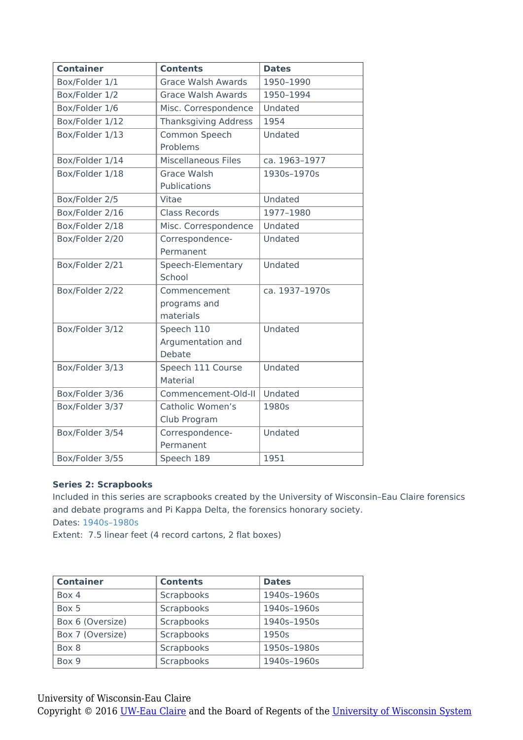| Container | Contents | Dates |
| --- | --- | --- |
| Box/Folder 1/1 | Grace Walsh Awards | 1950–1990 |
| Box/Folder 1/2 | Grace Walsh Awards | 1950–1994 |
| Box/Folder 1/6 | Misc. Correspondence | Undated |
| Box/Folder 1/12 | Thanksgiving Address | 1954 |
| Box/Folder 1/13 | Common Speech Problems | Undated |
| Box/Folder 1/14 | Miscellaneous Files | ca. 1963–1977 |
| Box/Folder 1/18 | Grace Walsh Publications | 1930s–1970s |
| Box/Folder 2/5 | Vitae | Undated |
| Box/Folder 2/16 | Class Records | 1977–1980 |
| Box/Folder 2/18 | Misc. Correspondence | Undated |
| Box/Folder 2/20 | Correspondence-Permanent | Undated |
| Box/Folder 2/21 | Speech-Elementary School | Undated |
| Box/Folder 2/22 | Commencement programs and materials | ca. 1937–1970s |
| Box/Folder 3/12 | Speech 110 Argumentation and Debate | Undated |
| Box/Folder 3/13 | Speech 111 Course Material | Undated |
| Box/Folder 3/36 | Commencement-Old-II | Undated |
| Box/Folder 3/37 | Catholic Women's Club Program | 1980s |
| Box/Folder 3/54 | Correspondence-Permanent | Undated |
| Box/Folder 3/55 | Speech 189 | 1951 |

**Series 2: Scrapbooks**

Included in this series are scrapbooks created by the University of Wisconsin–Eau Claire forensics and debate programs and Pi Kappa Delta, the forensics honorary society.

Dates: 1940s–1980s

Extent: 7.5 linear feet (4 record cartons, 2 flat boxes)

| Container | Contents | Dates |
| --- | --- | --- |
| Box 4 | Scrapbooks | 1940s–1960s |
| Box 5 | Scrapbooks | 1940s–1960s |
| Box 6 (Oversize) | Scrapbooks | 1940s–1950s |
| Box 7 (Oversize) | Scrapbooks | 1950s |
| Box 8 | Scrapbooks | 1950s–1980s |
| Box 9 | Scrapbooks | 1940s–1960s |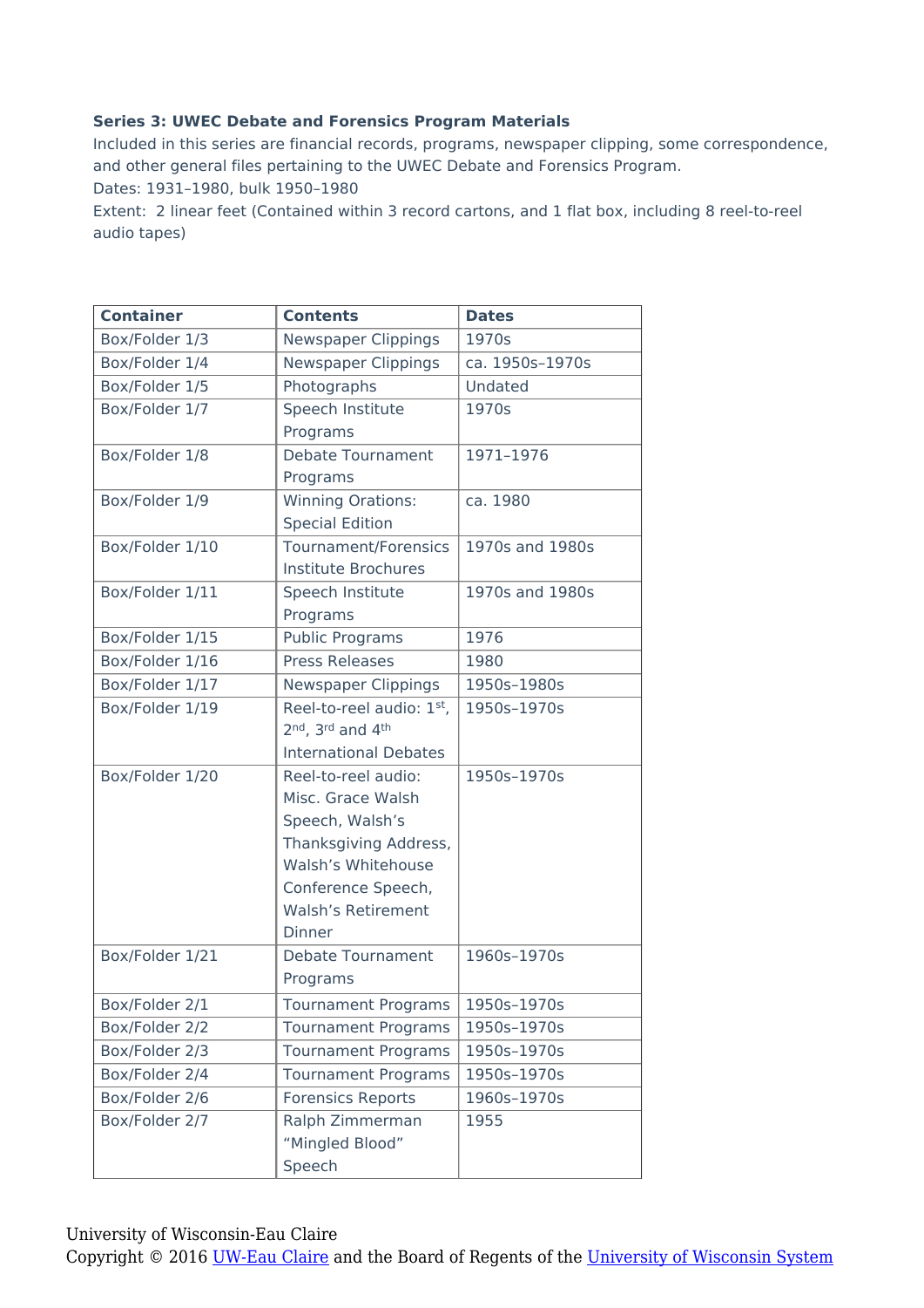**Series 3: UWEC Debate and Forensics Program Materials**

Included in this series are financial records, programs, newspaper clipping, some correspondence, and other general files pertaining to the UWEC Debate and Forensics Program.

Dates: 1931–1980, bulk 1950–1980

Extent: 2 linear feet (Contained within 3 record cartons, and 1 flat box, including 8 reel-to-reel audio tapes)

| Container | Contents | Dates |
|---|---|---|
| Box/Folder 1/3 | Newspaper Clippings | 1970s |
| Box/Folder 1/4 | Newspaper Clippings | ca. 1950s–1970s |
| Box/Folder 1/5 | Photographs | Undated |
| Box/Folder 1/7 | Speech Institute Programs | 1970s |
| Box/Folder 1/8 | Debate Tournament Programs | 1971–1976 |
| Box/Folder 1/9 | Winning Orations: Special Edition | ca. 1980 |
| Box/Folder 1/10 | Tournament/Forensics Institute Brochures | 1970s and 1980s |
| Box/Folder 1/11 | Speech Institute Programs | 1970s and 1980s |
| Box/Folder 1/15 | Public Programs | 1976 |
| Box/Folder 1/16 | Press Releases | 1980 |
| Box/Folder 1/17 | Newspaper Clippings | 1950s–1980s |
| Box/Folder 1/19 | Reel-to-reel audio: 1st, 2nd, 3rd and 4th International Debates | 1950s–1970s |
| Box/Folder 1/20 | Reel-to-reel audio: Misc. Grace Walsh Speech, Walsh's Thanksgiving Address, Walsh's Whitehouse Conference Speech, Walsh's Retirement Dinner | 1950s–1970s |
| Box/Folder 1/21 | Debate Tournament Programs | 1960s–1970s |
| Box/Folder 2/1 | Tournament Programs | 1950s–1970s |
| Box/Folder 2/2 | Tournament Programs | 1950s–1970s |
| Box/Folder 2/3 | Tournament Programs | 1950s–1970s |
| Box/Folder 2/4 | Tournament Programs | 1950s–1970s |
| Box/Folder 2/6 | Forensics Reports | 1960s–1970s |
| Box/Folder 2/7 | Ralph Zimmerman "Mingled Blood" Speech | 1955 |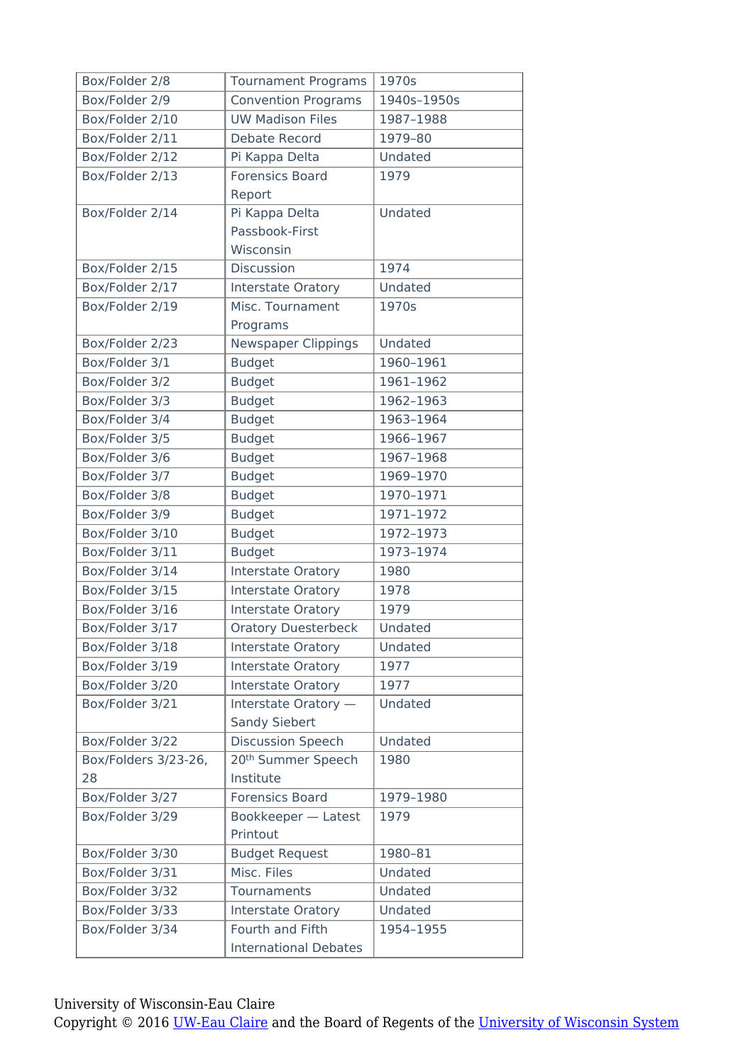| Box/Folder 2/8 | Tournament Programs | 1970s |
|---|---|---|
| Box/Folder 2/9 | Convention Programs | 1940s–1950s |
| Box/Folder 2/10 | UW Madison Files | 1987–1988 |
| Box/Folder 2/11 | Debate Record | 1979–80 |
| Box/Folder 2/12 | Pi Kappa Delta | Undated |
| Box/Folder 2/13 | Forensics Board Report | 1979 |
| Box/Folder 2/14 | Pi Kappa Delta Passbook-First Wisconsin | Undated |
| Box/Folder 2/15 | Discussion | 1974 |
| Box/Folder 2/17 | Interstate Oratory | Undated |
| Box/Folder 2/19 | Misc. Tournament Programs | 1970s |
| Box/Folder 2/23 | Newspaper Clippings | Undated |
| Box/Folder 3/1 | Budget | 1960–1961 |
| Box/Folder 3/2 | Budget | 1961–1962 |
| Box/Folder 3/3 | Budget | 1962–1963 |
| Box/Folder 3/4 | Budget | 1963–1964 |
| Box/Folder 3/5 | Budget | 1966–1967 |
| Box/Folder 3/6 | Budget | 1967–1968 |
| Box/Folder 3/7 | Budget | 1969–1970 |
| Box/Folder 3/8 | Budget | 1970–1971 |
| Box/Folder 3/9 | Budget | 1971–1972 |
| Box/Folder 3/10 | Budget | 1972–1973 |
| Box/Folder 3/11 | Budget | 1973–1974 |
| Box/Folder 3/14 | Interstate Oratory | 1980 |
| Box/Folder 3/15 | Interstate Oratory | 1978 |
| Box/Folder 3/16 | Interstate Oratory | 1979 |
| Box/Folder 3/17 | Oratory Duesterbeck | Undated |
| Box/Folder 3/18 | Interstate Oratory | Undated |
| Box/Folder 3/19 | Interstate Oratory | 1977 |
| Box/Folder 3/20 | Interstate Oratory | 1977 |
| Box/Folder 3/21 | Interstate Oratory — Sandy Siebert | Undated |
| Box/Folder 3/22 | Discussion Speech | Undated |
| Box/Folders 3/23-26, 28 | 20th Summer Speech Institute | 1980 |
| Box/Folder 3/27 | Forensics Board | 1979–1980 |
| Box/Folder 3/29 | Bookkeeper — Latest Printout | 1979 |
| Box/Folder 3/30 | Budget Request | 1980–81 |
| Box/Folder 3/31 | Misc. Files | Undated |
| Box/Folder 3/32 | Tournaments | Undated |
| Box/Folder 3/33 | Interstate Oratory | Undated |
| Box/Folder 3/34 | Fourth and Fifth International Debates | 1954–1955 |

University of Wisconsin-Eau Claire
Copyright © 2016 UW-Eau Claire and the Board of Regents of the University of Wisconsin System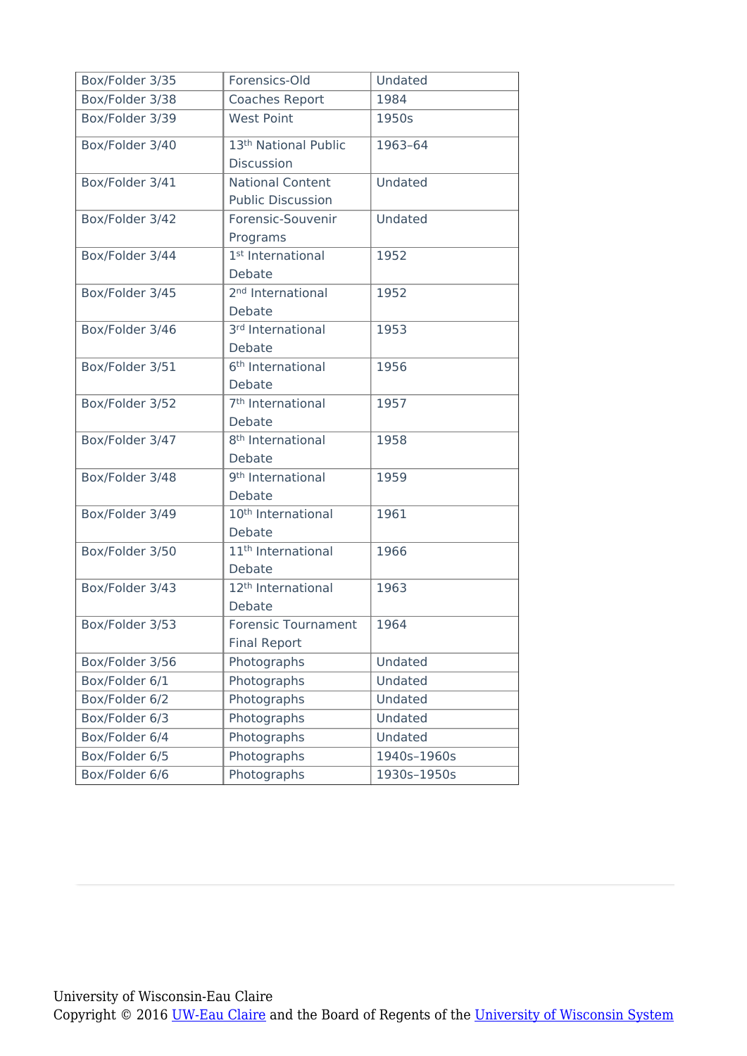| | | |
|---|---|---|
| Box/Folder 3/35 | Forensics-Old | Undated |
| Box/Folder 3/38 | Coaches Report | 1984 |
| Box/Folder 3/39 | West Point | 1950s |
| Box/Folder 3/40 | 13th National Public Discussion | 1963–64 |
| Box/Folder 3/41 | National Content Public Discussion | Undated |
| Box/Folder 3/42 | Forensic-Souvenir Programs | Undated |
| Box/Folder 3/44 | 1st International Debate | 1952 |
| Box/Folder 3/45 | 2nd International Debate | 1952 |
| Box/Folder 3/46 | 3rd International Debate | 1953 |
| Box/Folder 3/51 | 6th International Debate | 1956 |
| Box/Folder 3/52 | 7th International Debate | 1957 |
| Box/Folder 3/47 | 8th International Debate | 1958 |
| Box/Folder 3/48 | 9th International Debate | 1959 |
| Box/Folder 3/49 | 10th International Debate | 1961 |
| Box/Folder 3/50 | 11th International Debate | 1966 |
| Box/Folder 3/43 | 12th International Debate | 1963 |
| Box/Folder 3/53 | Forensic Tournament Final Report | 1964 |
| Box/Folder 3/56 | Photographs | Undated |
| Box/Folder 6/1 | Photographs | Undated |
| Box/Folder 6/2 | Photographs | Undated |
| Box/Folder 6/3 | Photographs | Undated |
| Box/Folder 6/4 | Photographs | Undated |
| Box/Folder 6/5 | Photographs | 1940s–1960s |
| Box/Folder 6/6 | Photographs | 1930s–1950s |

University of Wisconsin-Eau Claire
Copyright © 2016 UW-Eau Claire and the Board of Regents of the University of Wisconsin System